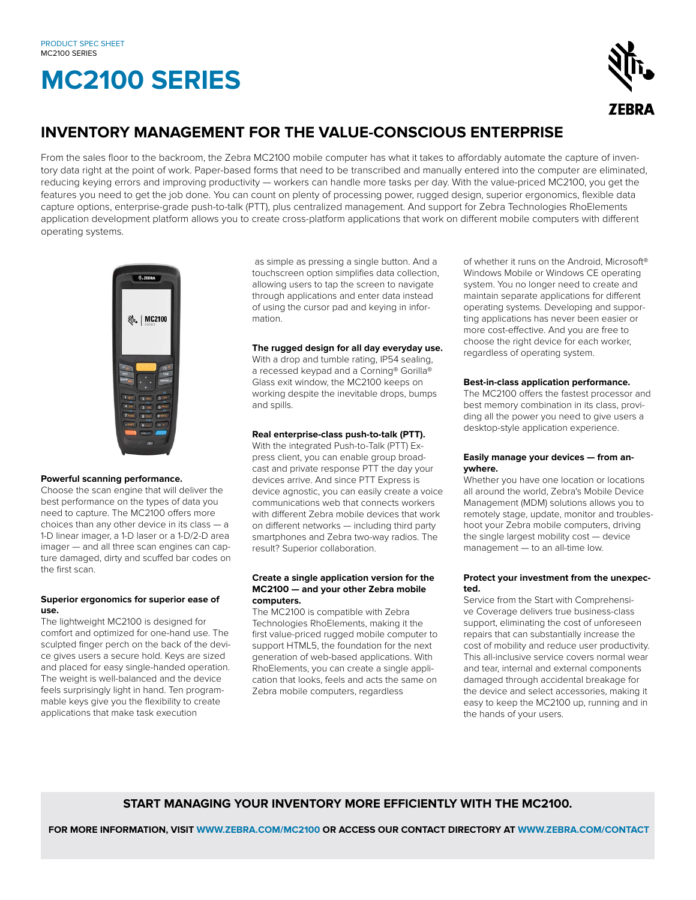PRODUCT SPEC SHEET
MC2100 SERIES

# MC2100 SERIES

## INVENTORY MANAGEMENT FOR THE VALUE-CONSCIOUS ENTERPRISE

From the sales floor to the backroom, the Zebra MC2100 mobile computer has what it takes to affordably automate the capture of inventory data right at the point of work. Paper-based forms that need to be transcribed and manually entered into the computer are eliminated, reducing keying errors and improving productivity — workers can handle more tasks per day. With the value-priced MC2100, you get the features you need to get the job done. You can count on plenty of processing power, rugged design, superior ergonomics, flexible data capture options, enterprise-grade push-to-talk (PTT), plus centralized management. And support for Zebra Technologies RhoElements application development platform allows you to create cross-platform applications that work on different mobile computers with different operating systems.

**Powerful scanning performance.**
Choose the scan engine that will deliver the best performance on the types of data you need to capture. The MC2100 offers more choices than any other device in its class — a 1-D linear imager, a 1-D laser or a 1-D/2-D area imager — and all three scan engines can capture damaged, dirty and scuffed bar codes on the first scan.

**Superior ergonomics for superior ease of use.**
The lightweight MC2100 is designed for comfort and optimized for one-hand use. The sculpted finger perch on the back of the device gives users a secure hold. Keys are sized and placed for easy single-handed operation. The weight is well-balanced and the device feels surprisingly light in hand. Ten programmable keys give you the flexibility to create applications that make task execution as simple as pressing a single button. And a touchscreen option simplifies data collection, allowing users to tap the screen to navigate through applications and enter data instead of using the cursor pad and keying in information.

**The rugged design for all day everyday use.**
With a drop and tumble rating, IP54 sealing, a recessed keypad and a Corning® Gorilla® Glass exit window, the MC2100 keeps on working despite the inevitable drops, bumps and spills.

**Real enterprise-class push-to-talk (PTT).**
With the integrated Push-to-Talk (PTT) Express client, you can enable group broadcast and private response PTT the day your devices arrive. And since PTT Express is device agnostic, you can easily create a voice communications web that connects workers with different Zebra mobile devices that work on different networks — including third party smartphones and Zebra two-way radios. The result? Superior collaboration.

**Create a single application version for the MC2100 — and your other Zebra mobile computers.**
The MC2100 is compatible with Zebra Technologies RhoElements, making it the first value-priced rugged mobile computer to support HTML5, the foundation for the next generation of web-based applications. With RhoElements, you can create a single application that looks, feels and acts the same on Zebra mobile computers, regardless of whether it runs on the Android, Microsoft® Windows Mobile or Windows CE operating system. You no longer need to create and maintain separate applications for different operating systems. Developing and supporting applications has never been easier or more cost-effective. And you are free to choose the right device for each worker, regardless of operating system.

**Best-in-class application performance.**
The MC2100 offers the fastest processor and best memory combination in its class, providing all the power you need to give users a desktop-style application experience.

**Easily manage your devices — from anywhere.**
Whether you have one location or locations all around the world, Zebra's Mobile Device Management (MDM) solutions allows you to remotely stage, update, monitor and troubleshoot your Zebra mobile computers, driving the single largest mobility cost — device management — to an all-time low.

**Protect your investment from the unexpected.**
Service from the Start with Comprehensive Coverage delivers true business-class support, eliminating the cost of unforeseen repairs that can substantially increase the cost of mobility and reduce user productivity. This all-inclusive service covers normal wear and tear, internal and external components damaged through accidental breakage for the device and select accessories, making it easy to keep the MC2100 up, running and in the hands of your users.

**START MANAGING YOUR INVENTORY MORE EFFICIENTLY WITH THE MC2100.**

**FOR MORE INFORMATION, VISIT WWW.ZEBRA.COM/MC2100 OR ACCESS OUR CONTACT DIRECTORY AT WWW.ZEBRA.COM/CONTACT**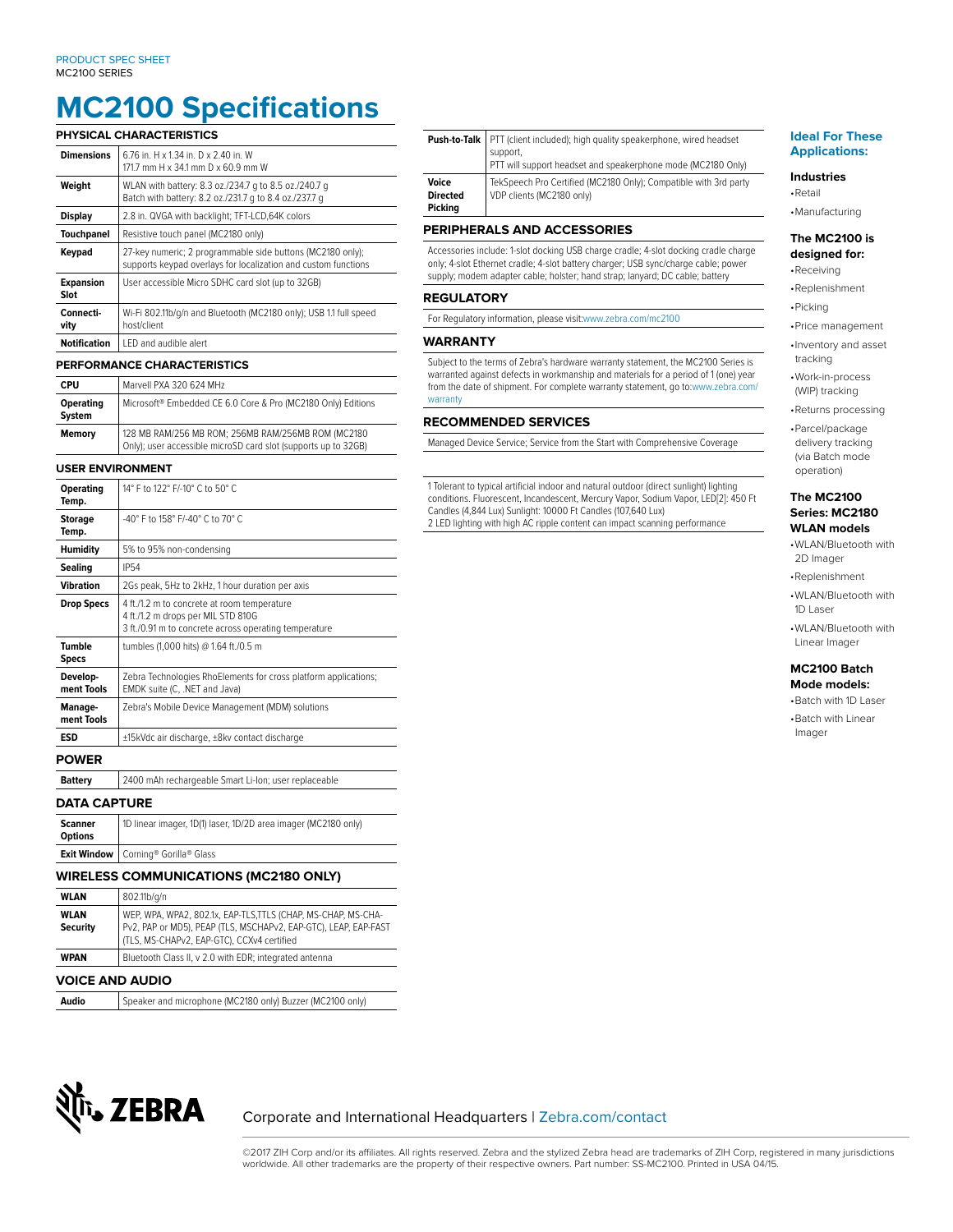PRODUCT SPEC SHEET
MC2100 SERIES

# MC2100 Specifications

## PHYSICAL CHARACTERISTICS

| | |
|---|---|
| **Dimensions** | 6.76 in. H x 1.34 in. D x 2.40 in. W<br>171.7 mm H x 34.1 mm D x 60.9 mm W |
| **Weight** | WLAN with battery: 8.3 oz./234.7 g to 8.5 oz./240.7 g<br>Batch with battery: 8.2 oz./231.7 g to 8.4 oz./237.7 g |
| **Display** | 2.8 in. QVGA with backlight; TFT-LCD,64K colors |
| **Touchpanel** | Resistive touch panel (MC2180 only) |
| **Keypad** | 27-key numeric; 2 programmable side buttons (MC2180 only); supports keypad overlays for localization and custom functions |
| **Expansion Slot** | User accessible Micro SDHC card slot (up to 32GB) |
| **Connectivity** | Wi-Fi 802.11b/g/n and Bluetooth (MC2180 only); USB 1.1 full speed host/client |
| **Notification** | LED and audible alert |

## PERFORMANCE CHARACTERISTICS

| | |
|---|---|
| **CPU** | Marvell PXA 320 624 MHz |
| **Operating System** | Microsoft® Embedded CE 6.0 Core & Pro (MC2180 Only) Editions |
| **Memory** | 128 MB RAM/256 MB ROM; 256MB RAM/256MB ROM (MC2180 Only); user accessible microSD card slot (supports up to 32GB) |

## USER ENVIRONMENT

| | |
|---|---|
| **Operating Temp.** | 14° F to 122° F/-10° C to 50° C |
| **Storage Temp.** | -40° F to 158° F/-40° C to 70° C |
| **Humidity** | 5% to 95% non-condensing |
| **Sealing** | IP54 |
| **Vibration** | 2Gs peak, 5Hz to 2kHz, 1 hour duration per axis |
| **Drop Specs** | 4 ft./1.2 m to concrete at room temperature<br>4 ft./1.2 m drops per MIL STD 810G<br>3 ft./0.91 m to concrete across operating temperature |
| **Tumble Specs** | tumbles (1,000 hits) @ 1.64 ft./0.5 m |
| **Development Tools** | Zebra Technologies RhoElements for cross platform applications; EMDK suite (C, .NET and Java) |
| **Management Tools** | Zebra's Mobile Device Management (MDM) solutions |
| **ESD** | ±15kVdc air discharge, ±8kv contact discharge |

## POWER

| | |
|---|---|
| **Battery** | 2400 mAh rechargeable Smart Li-Ion; user replaceable |

## DATA CAPTURE

| | |
|---|---|
| **Scanner Options** | 1D linear imager, 1D(1) laser, 1D/2D area imager (MC2180 only) |
| **Exit Window** | Corning® Gorilla® Glass |

## WIRELESS COMMUNICATIONS (MC2180 ONLY)

| | |
|---|---|
| **WLAN** | 802.11b/g/n |
| **WLAN Security** | WEP, WPA, WPA2, 802.1x, EAP-TLS,TTLS (CHAP, MS-CHAP, MS-CHAPv2, PAP or MD5), PEAP (TLS, MSCHAPv2, EAP-GTC), LEAP, EAP-FAST (TLS, MS-CHAPv2, EAP-GTC), CCXv4 certified |
| **WPAN** | Bluetooth Class II, v 2.0 with EDR; integrated antenna |

## VOICE AND AUDIO

| | |
|---|---|
| **Audio** | Speaker and microphone (MC2180 only) Buzzer (MC2100 only) |
| **Push-to-Talk** | PTT (client included); high quality speakerphone, wired headset support,<br>PTT will support headset and speakerphone mode (MC2180 Only) |
| **Voice Directed Picking** | TekSpeech Pro Certified (MC2180 Only); Compatible with 3rd party VDP clients (MC2180 only) |

## PERIPHERALS AND ACCESSORIES

Accessories include: 1-slot docking USB charge cradle; 4-slot docking cradle charge only; 4-slot Ethernet cradle; 4-slot battery charger; USB sync/charge cable; power supply; modem adapter cable; holster; hand strap; lanyard; DC cable; battery

## REGULATORY

For Regulatory information, please visit:www.zebra.com/mc2100

## WARRANTY

Subject to the terms of Zebra's hardware warranty statement, the MC2100 Series is warranted against defects in workmanship and materials for a period of 1 (one) year from the date of shipment. For complete warranty statement, go to:www.zebra.com/warranty

## RECOMMENDED SERVICES

Managed Device Service; Service from the Start with Comprehensive Coverage

1 Tolerant to typical artificial indoor and natural outdoor (direct sunlight) lighting conditions. Fluorescent, Incandescent, Mercury Vapor, Sodium Vapor, LED[2]: 450 Ft Candles (4,844 Lux) Sunlight: 10000 Ft Candles (107,640 Lux)
2 LED lighting with high AC ripple content can impact scanning performance

## Ideal For These Applications:

### Industries

- Retail
- Manufacturing

### The MC2100 is designed for:

- Receiving
- Replenishment
- Picking
- Price management
- Inventory and asset tracking
- Work-in-process (WIP) tracking
- Returns processing
- Parcel/package delivery tracking (via Batch mode operation)

### The MC2100 Series: MC2180 WLAN models

- WLAN/Bluetooth with 2D Imager
- Replenishment
- WLAN/Bluetooth with 1D Laser
- WLAN/Bluetooth with Linear Imager

### MC2100 Batch Mode models:

- Batch with 1D Laser
- Batch with Linear Imager

Corporate and International Headquarters | Zebra.com/contact

©2017 ZIH Corp and/or its affiliates. All rights reserved. Zebra and the stylized Zebra head are trademarks of ZIH Corp, registered in many jurisdictions worldwide. All other trademarks are the property of their respective owners. Part number: SS-MC2100. Printed in USA 04/15.